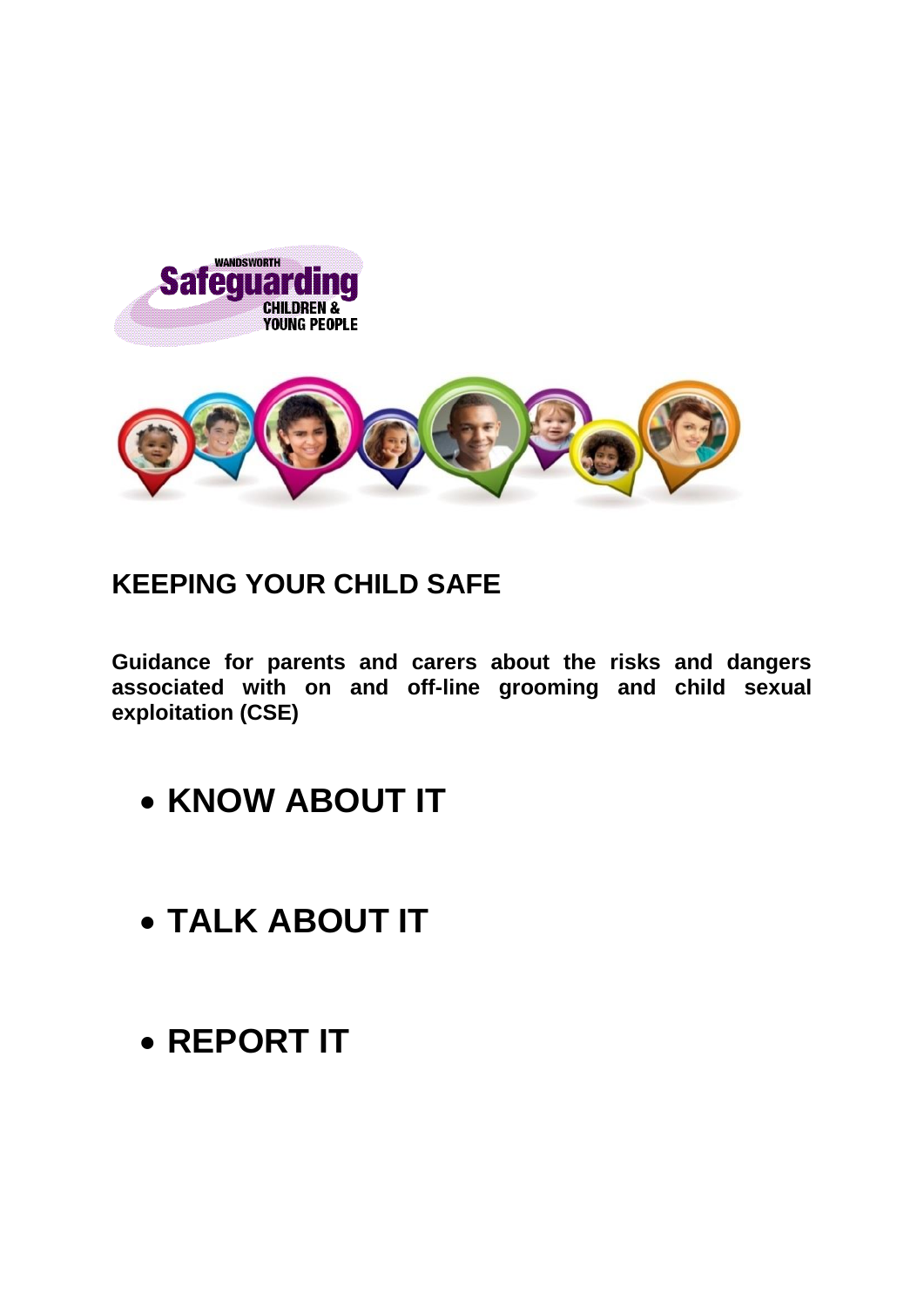WANDSWORTH Safeguarding CHILDREN & YOUNG PEOPLE

# KEEPING YOUR CHILD SAFE

**Guidance for parents and carers about the risks and dangers associated with on and off-line grooming and child sexual exploitation (CSE)**

- **KNOW ABOUT IT**
- **TALK ABOUT IT**
- **REPORT IT**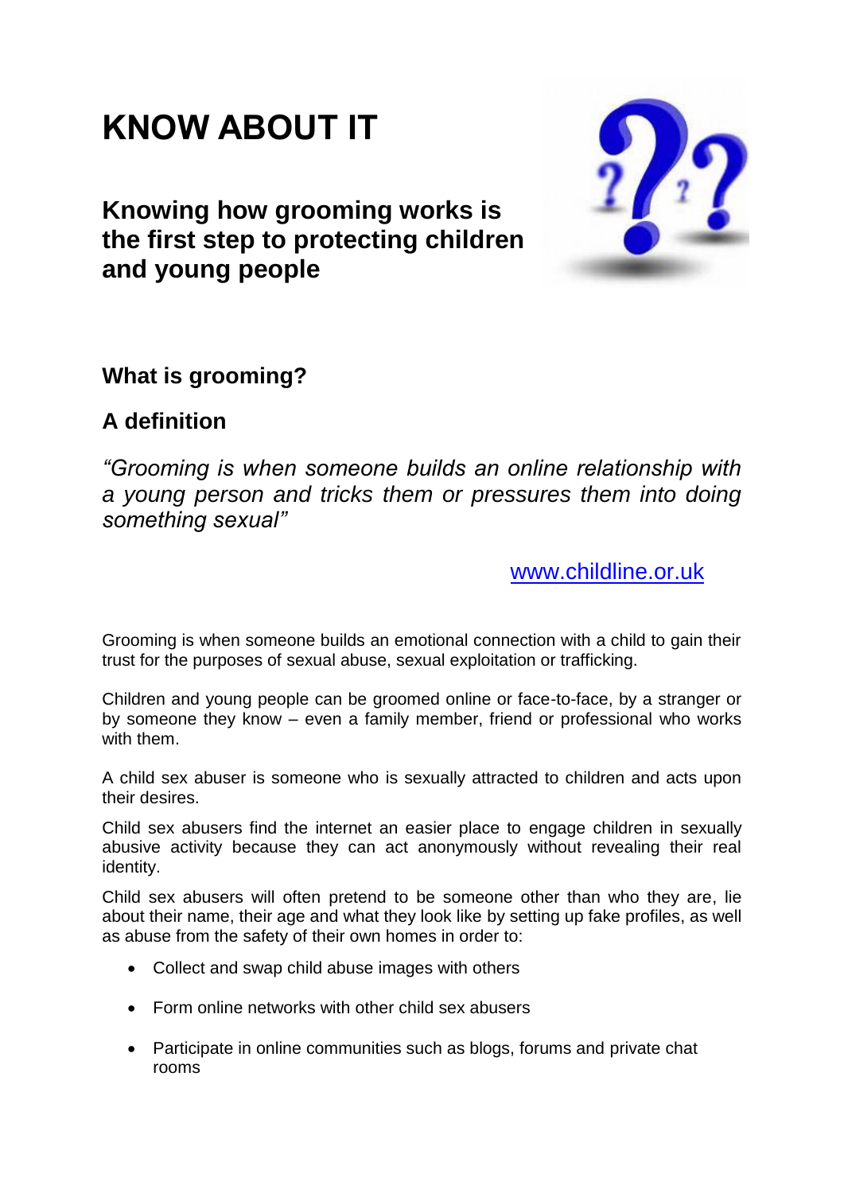# KNOW ABOUT IT

## Knowing how grooming works is the first step to protecting children and young people

### What is grooming?

### A definition

*"Grooming is when someone builds an online relationship with a young person and tricks them or pressures them into doing something sexual"*

www.childline.or.uk

Grooming is when someone builds an emotional connection with a child to gain their trust for the purposes of sexual abuse, sexual exploitation or trafficking.

Children and young people can be groomed online or face-to-face, by a stranger or by someone they know – even a family member, friend or professional who works with them.

A child sex abuser is someone who is sexually attracted to children and acts upon their desires.

Child sex abusers find the internet an easier place to engage children in sexually abusive activity because they can act anonymously without revealing their real identity.

Child sex abusers will often pretend to be someone other than who they are, lie about their name, their age and what they look like by setting up fake profiles, as well as abuse from the safety of their own homes in order to:

- Collect and swap child abuse images with others
- Form online networks with other child sex abusers
- Participate in online communities such as blogs, forums and private chat rooms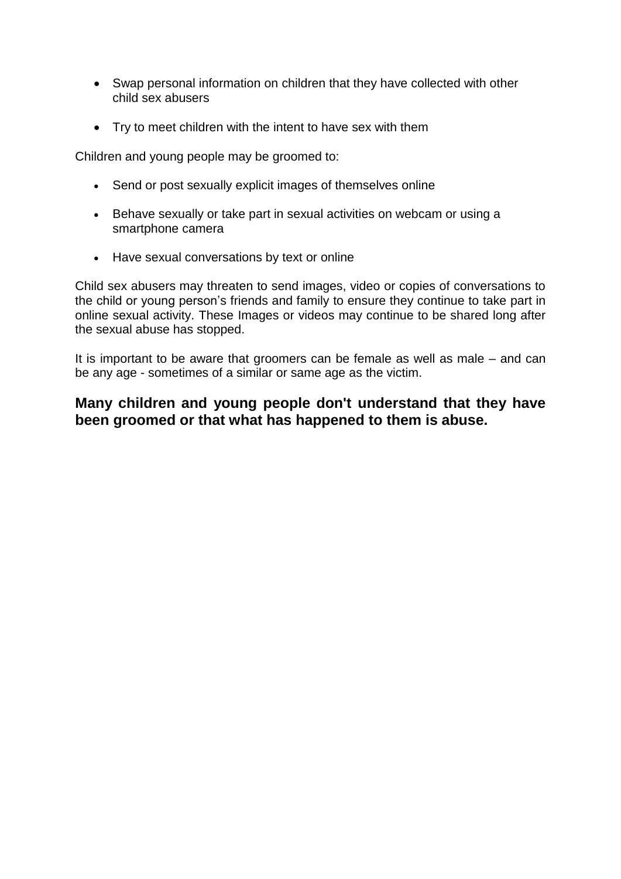- Swap personal information on children that they have collected with other child sex abusers
- Try to meet children with the intent to have sex with them

Children and young people may be groomed to:

- Send or post sexually explicit images of themselves online
- Behave sexually or take part in sexual activities on webcam or using a smartphone camera
- Have sexual conversations by text or online

Child sex abusers may threaten to send images, video or copies of conversations to the child or young person's friends and family to ensure they continue to take part in online sexual activity. These Images or videos may continue to be shared long after the sexual abuse has stopped.

It is important to be aware that groomers can be female as well as male – and can be any age - sometimes of a similar or same age as the victim.

**Many children and young people don't understand that they have been groomed or that what has happened to them is abuse.**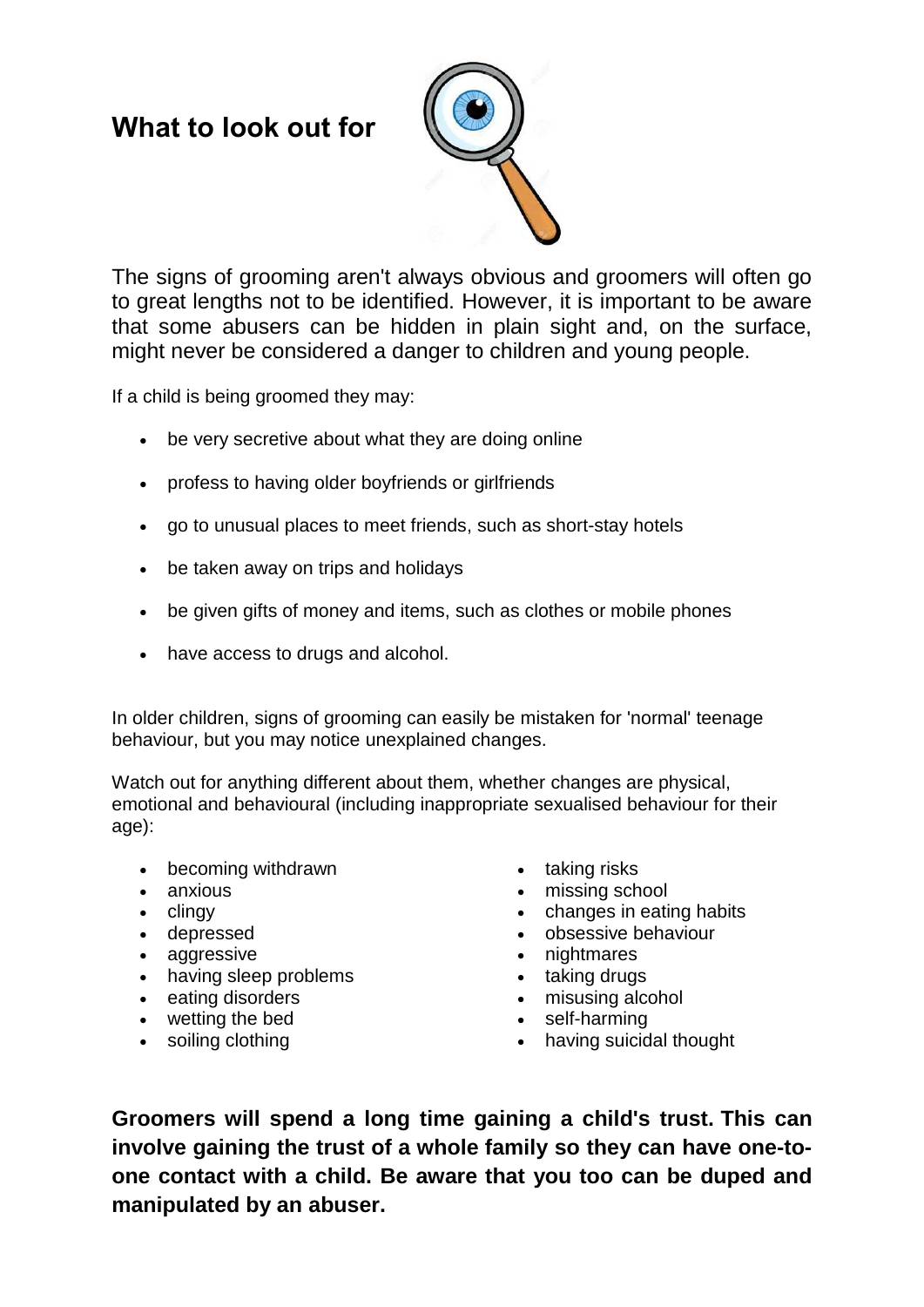# What to look out for

The signs of grooming aren't always obvious and groomers will often go to great lengths not to be identified. However, it is important to be aware that some abusers can be hidden in plain sight and, on the surface, might never be considered a danger to children and young people.

If a child is being groomed they may:

- be very secretive about what they are doing online
- profess to having older boyfriends or girlfriends
- go to unusual places to meet friends, such as short-stay hotels
- be taken away on trips and holidays
- be given gifts of money and items, such as clothes or mobile phones
- have access to drugs and alcohol.

In older children, signs of grooming can easily be mistaken for 'normal' teenage behaviour, but you may notice unexplained changes.

Watch out for anything different about them, whether changes are physical, emotional and behavioural (including inappropriate sexualised behaviour for their age):

- becoming withdrawn
- anxious
- clingy
- depressed
- aggressive
- having sleep problems
- eating disorders
- wetting the bed
- soiling clothing
- taking risks
- missing school
- changes in eating habits
- obsessive behaviour
- nightmares
- taking drugs
- misusing alcohol
- self-harming
- having suicidal thought

**Groomers will spend a long time gaining a child's trust. This can involve gaining the trust of a whole family so they can have one-to-one contact with a child. Be aware that you too can be duped and manipulated by an abuser.**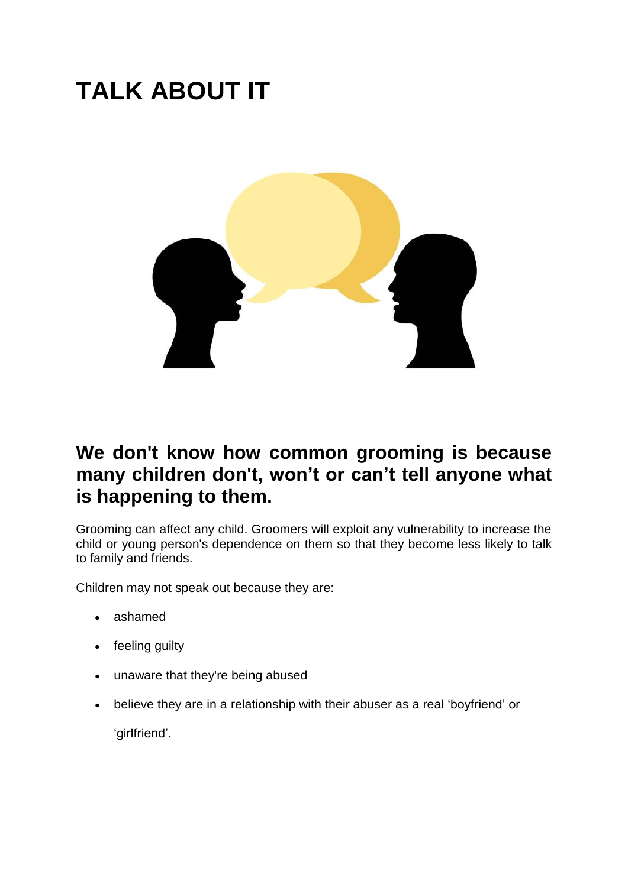# TALK ABOUT IT

## We don't know how common grooming is because many children don't, won't or can't tell anyone what is happening to them.

Grooming can affect any child. Groomers will exploit any vulnerability to increase the child or young person's dependence on them so that they become less likely to talk to family and friends.

Children may not speak out because they are:

- ashamed
- feeling guilty
- unaware that they're being abused
- believe they are in a relationship with their abuser as a real 'boyfriend' or 'girlfriend'.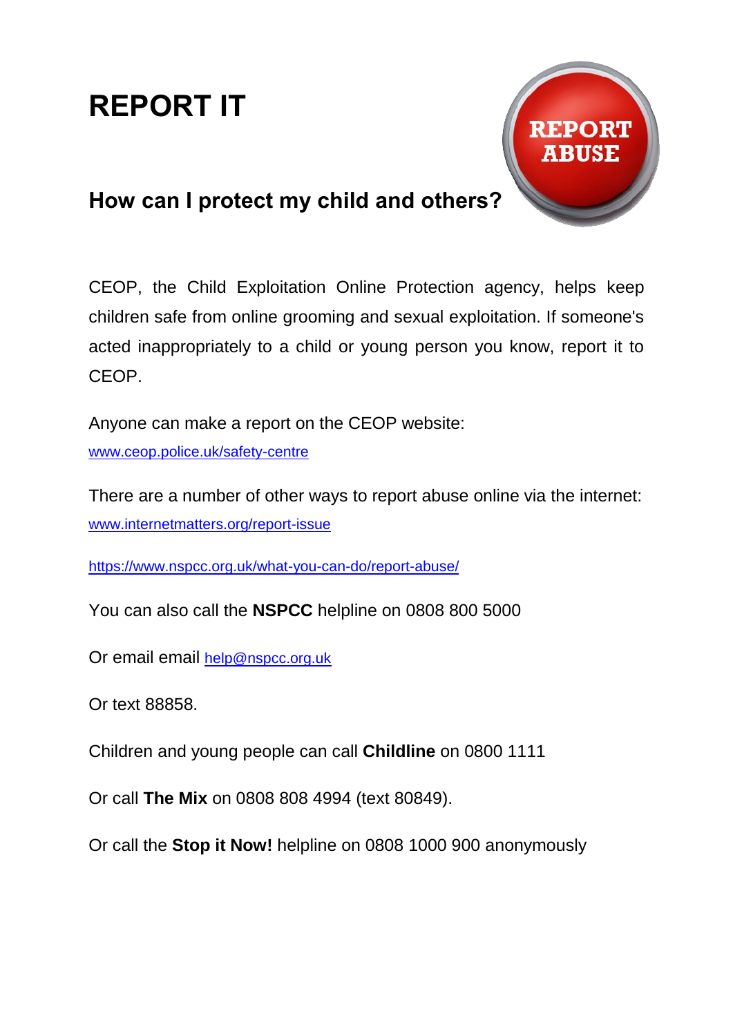# REPORT IT

## How can I protect my child and others?

CEOP, the Child Exploitation Online Protection agency, helps keep children safe from online grooming and sexual exploitation. If someone's acted inappropriately to a child or young person you know, report it to CEOP.

Anyone can make a report on the CEOP website:
www.ceop.police.uk/safety-centre

There are a number of other ways to report abuse online via the internet:
www.internetmatters.org/report-issue

https://www.nspcc.org.uk/what-you-can-do/report-abuse/

You can also call the **NSPCC** helpline on 0808 800 5000

Or email email help@nspcc.org.uk

Or text 88858.

Children and young people can call **Childline** on 0800 1111

Or call **The Mix** on 0808 808 4994 (text 80849).

Or call the **Stop it Now!** helpline on 0808 1000 900 anonymously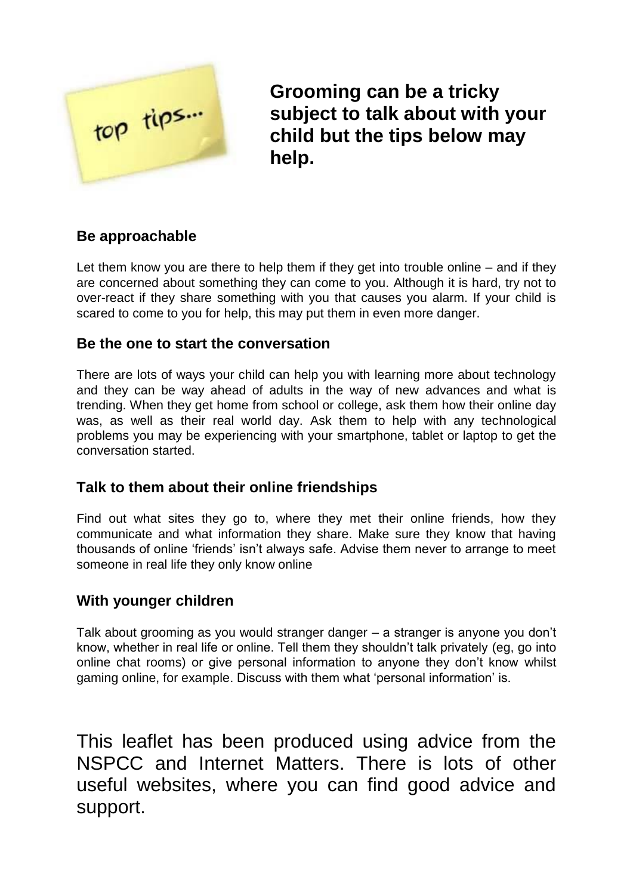top tips...

## Grooming can be a tricky subject to talk about with your child but the tips below may help.

### Be approachable

Let them know you are there to help them if they get into trouble online – and if they are concerned about something they can come to you. Although it is hard, try not to over-react if they share something with you that causes you alarm. If your child is scared to come to you for help, this may put them in even more danger.

### Be the one to start the conversation

There are lots of ways your child can help you with learning more about technology and they can be way ahead of adults in the way of new advances and what is trending. When they get home from school or college, ask them how their online day was, as well as their real world day. Ask them to help with any technological problems you may be experiencing with your smartphone, tablet or laptop to get the conversation started.

### Talk to them about their online friendships

Find out what sites they go to, where they met their online friends, how they communicate and what information they share. Make sure they know that having thousands of online 'friends' isn't always safe. Advise them never to arrange to meet someone in real life they only know online

### With younger children

Talk about grooming as you would stranger danger – a stranger is anyone you don't know, whether in real life or online. Tell them they shouldn't talk privately (eg, go into online chat rooms) or give personal information to anyone they don't know whilst gaming online, for example. Discuss with them what 'personal information' is.

This leaflet has been produced using advice from the NSPCC and Internet Matters. There is lots of other useful websites, where you can find good advice and support.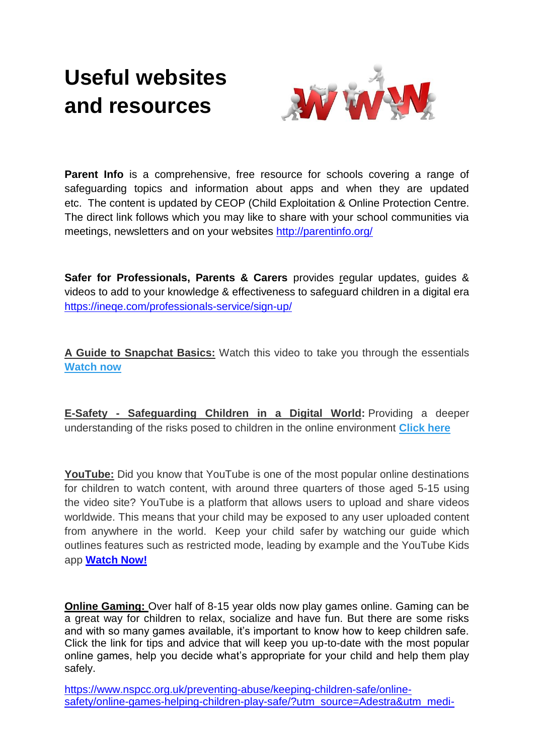# Useful websites and resources

**Parent Info** is a comprehensive, free resource for schools covering a range of safeguarding topics and information about apps and when they are updated etc. The content is updated by CEOP (Child Exploitation & Online Protection Centre. The direct link follows which you may like to share with your school communities via meetings, newsletters and on your websites http://parentinfo.org/

**Safer for Professionals, Parents & Carers** provides regular updates, guides & videos to add to your knowledge & effectiveness to safeguard children in a digital era https://ineqe.com/professionals-service/sign-up/

**A Guide to Snapchat Basics:** Watch this video to take you through the essentials **Watch now**

**E-Safety - Safeguarding Children in a Digital World:** Providing a deeper understanding of the risks posed to children in the online environment **Click here**

**YouTube:** Did you know that YouTube is one of the most popular online destinations for children to watch content, with around three quarters of those aged 5-15 using the video site? YouTube is a platform that allows users to upload and share videos worldwide. This means that your child may be exposed to any user uploaded content from anywhere in the world. Keep your child safer by watching our guide which outlines features such as restricted mode, leading by example and the YouTube Kids app **Watch Now!**

**Online Gaming:** Over half of 8-15 year olds now play games online. Gaming can be a great way for children to relax, socialize and have fun. But there are some risks and with so many games available, it's important to know how to keep children safe. Click the link for tips and advice that will keep you up-to-date with the most popular online games, help you decide what's appropriate for your child and help them play safely.

https://www.nspcc.org.uk/preventing-abuse/keeping-children-safe/online-safety/online-games-helping-children-play-safe/?utm_source=Adestra&utm_medi-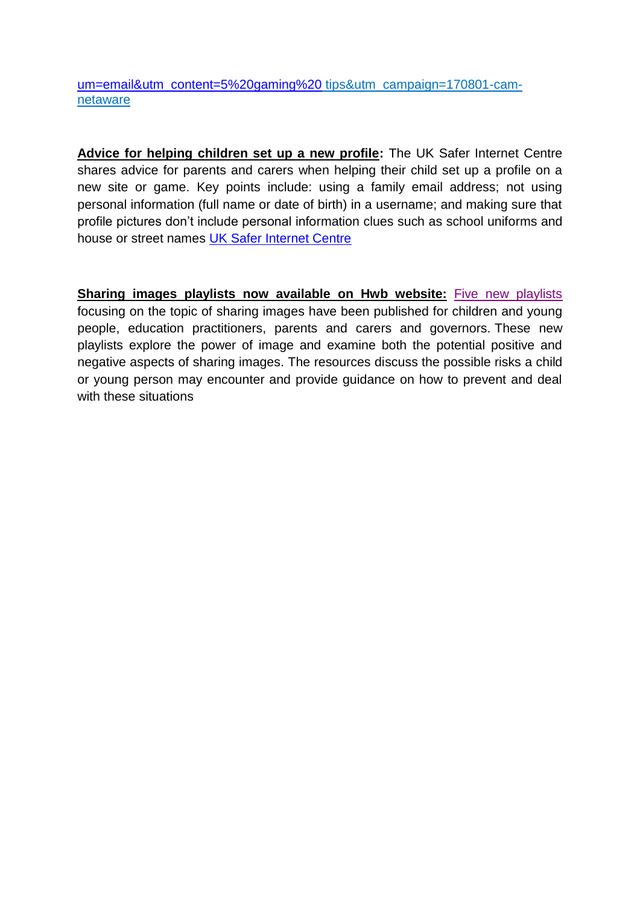um=email&utm_content=5%20gaming%20 tips&utm_campaign=170801-cam-netaware

**Advice for helping children set up a new profile:** The UK Safer Internet Centre shares advice for parents and carers when helping their child set up a profile on a new site or game. Key points include: using a family email address; not using personal information (full name or date of birth) in a username; and making sure that profile pictures don't include personal information clues such as school uniforms and house or street names UK Safer Internet Centre

**Sharing images playlists now available on Hwb website:** Five new playlists focusing on the topic of sharing images have been published for children and young people, education practitioners, parents and carers and governors. These new playlists explore the power of image and examine both the potential positive and negative aspects of sharing images. The resources discuss the possible risks a child or young person may encounter and provide guidance on how to prevent and deal with these situations